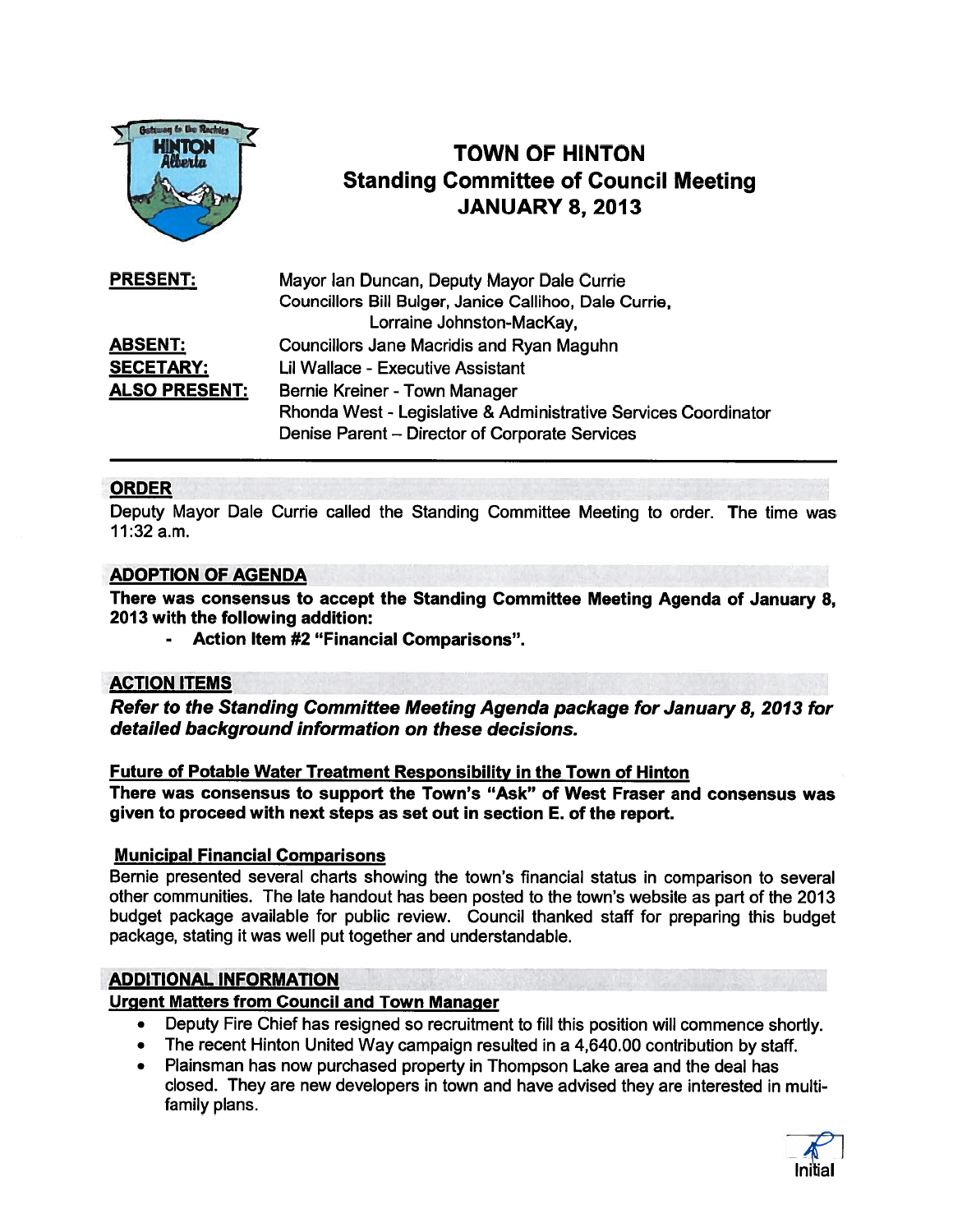# TOWN OF HINTON
## Standing Committee of Council Meeting
## JANUARY 8, 2013

**PRESENT:** Mayor Ian Duncan, Deputy Mayor Dale Currie
Councillors Bill Bulger, Janice Callihoo, Dale Currie, Lorraine Johnston-MacKay,

**ABSENT:** Councillors Jane Macridis and Ryan Maguhn

**SECETARY:** Lil Wallace - Executive Assistant

**ALSO PRESENT:** Bernie Kreiner - Town Manager
Rhonda West - Legislative & Administrative Services Coordinator
Denise Parent – Director of Corporate Services

---

## ORDER

Deputy Mayor Dale Currie called the Standing Committee Meeting to order. The time was 11:32 a.m.

## ADOPTION OF AGENDA

**There was consensus to accept the Standing Committee Meeting Agenda of January 8, 2013 with the following addition:**

- **Action Item #2 "Financial Comparisons".**

## ACTION ITEMS

***Refer to the Standing Committee Meeting Agenda package for January 8, 2013 for detailed background information on these decisions.***

### Future of Potable Water Treatment Responsibility in the Town of Hinton

**There was consensus to support the Town's "Ask" of West Fraser and consensus was given to proceed with next steps as set out in section E. of the report.**

### Municipal Financial Comparisons

Bernie presented several charts showing the town's financial status in comparison to several other communities. The late handout has been posted to the town's website as part of the 2013 budget package available for public review. Council thanked staff for preparing this budget package, stating it was well put together and understandable.

## ADDITIONAL INFORMATION

### Urgent Matters from Council and Town Manager

- Deputy Fire Chief has resigned so recruitment to fill this position will commence shortly.
- The recent Hinton United Way campaign resulted in a 4,640.00 contribution by staff.
- Plainsman has now purchased property in Thompson Lake area and the deal has closed. They are new developers in town and have advised they are interested in multi-family plans.

Initial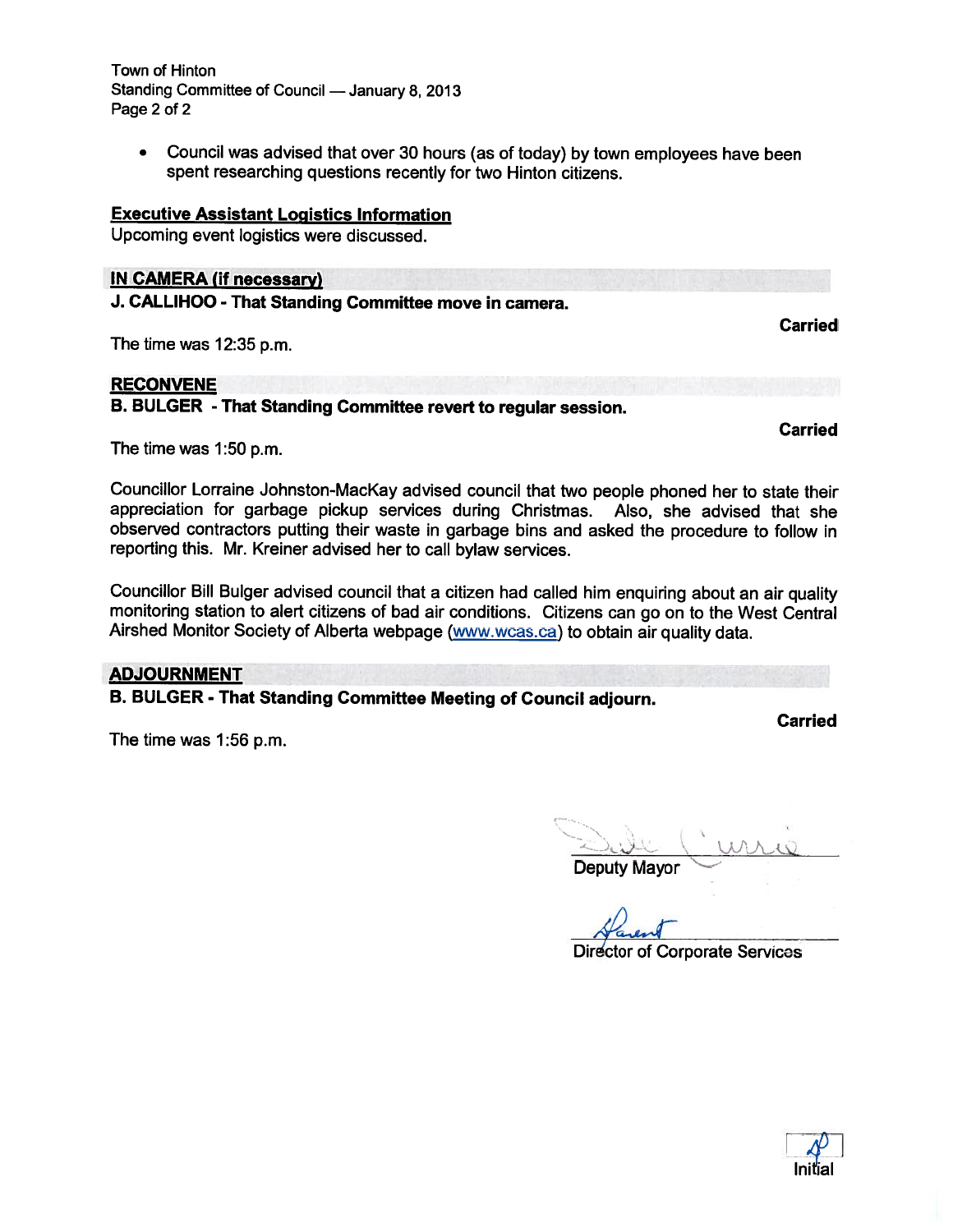- Council was advised that over 30 hours (as of today) by town employees have been spent researching questions recently for two Hinton citizens.

**Executive Assistant Logistics Information**

Upcoming event logistics were discussed.

## IN CAMERA (if necessary)

**J. CALLIHOO - That Standing Committee move in camera.**

**Carried**

The time was 12:35 p.m.

## RECONVENE

**B. BULGER - That Standing Committee revert to regular session.**

**Carried**

The time was 1:50 p.m.

Councillor Lorraine Johnston-MacKay advised council that two people phoned her to state their appreciation for garbage pickup services during Christmas. Also, she advised that she observed contractors putting their waste in garbage bins and asked the procedure to follow in reporting this. Mr. Kreiner advised her to call bylaw services.

Councillor Bill Bulger advised council that a citizen had called him enquiring about an air quality monitoring station to alert citizens of bad air conditions. Citizens can go on to the West Central Airshed Monitor Society of Alberta webpage (www.wcas.ca) to obtain air quality data.

## ADJOURNMENT

**B. BULGER - That Standing Committee Meeting of Council adjourn.**

**Carried**

The time was 1:56 p.m.

Deputy Mayor

Director of Corporate Services

Initial